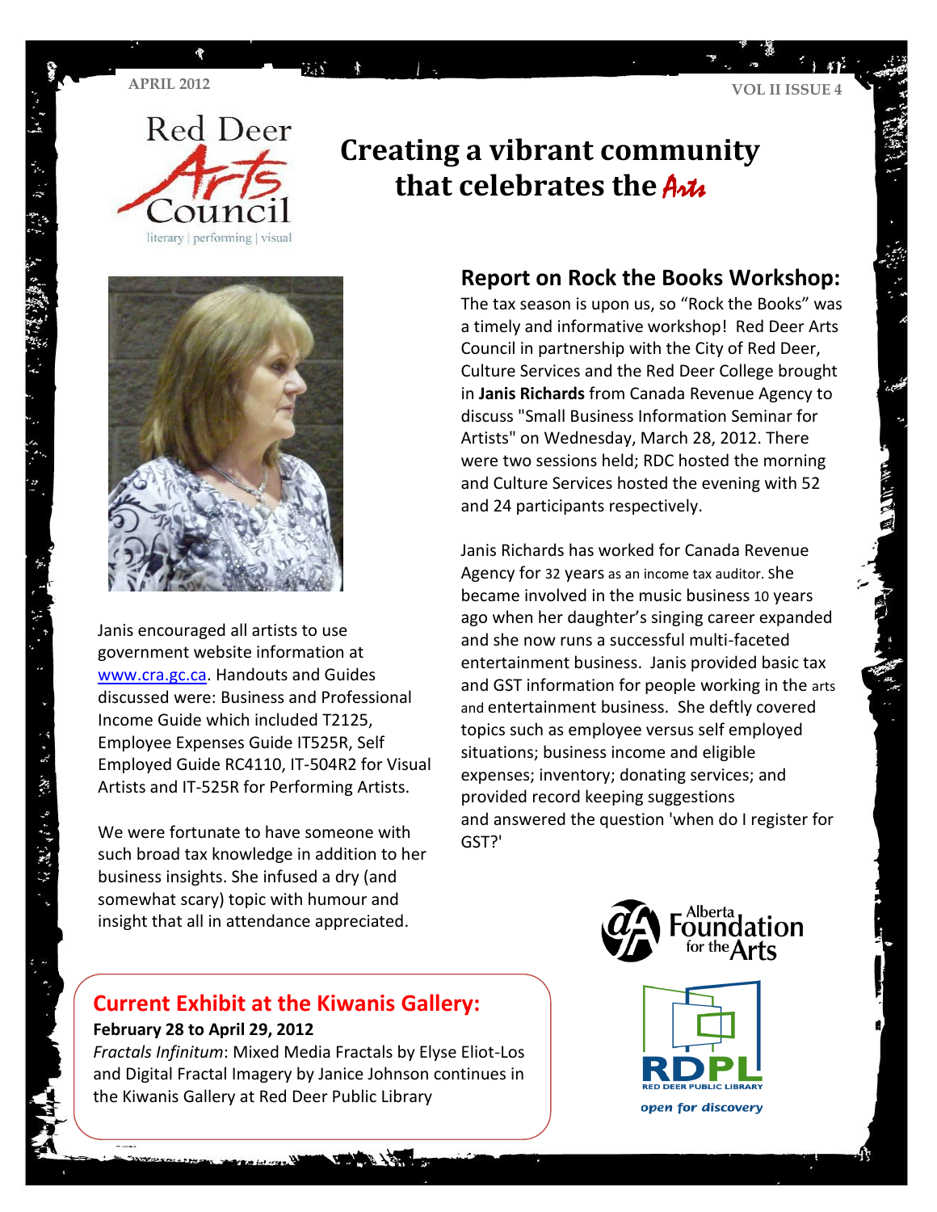APRIL 2012

Red Deer Arts Council

literary | performing | visual

# Creating a vibrant community that celebrates the Arts

## Report on Rock the Books Workshop:

The tax season is upon us, so "Rock the Books" was a timely and informative workshop! Red Deer Arts Council in partnership with the City of Red Deer, Culture Services and the Red Deer College brought in **Janis Richards** from Canada Revenue Agency to discuss "Small Business Information Seminar for Artists" on Wednesday, March 28, 2012. There were two sessions held; RDC hosted the morning and Culture Services hosted the evening with 52 and 24 participants respectively.

Janis Richards has worked for Canada Revenue Agency for 32 years as an income tax auditor. She became involved in the music business 10 years ago when her daughter's singing career expanded and she now runs a successful multi-faceted entertainment business. Janis provided basic tax and GST information for people working in the arts and entertainment business. She deftly covered topics such as employee versus self employed situations; business income and eligible expenses; inventory; donating services; and provided record keeping suggestions and answered the question 'when do I register for GST?'

Janis encouraged all artists to use government website information at www.cra.gc.ca. Handouts and Guides discussed were: Business and Professional Income Guide which included T2125, Employee Expenses Guide IT525R, Self Employed Guide RC4110, IT-504R2 for Visual Artists and IT-525R for Performing Artists.

We were fortunate to have someone with such broad tax knowledge in addition to her business insights. She infused a dry (and somewhat scary) topic with humour and insight that all in attendance appreciated.

## Current Exhibit at the Kiwanis Gallery:

**February 28 to April 29, 2012**

*Fractals Infinitum*: Mixed Media Fractals by Elyse Eliot-Los and Digital Fractal Imagery by Janice Johnson continues in the Kiwanis Gallery at Red Deer Public Library

Alberta Foundation for the Arts

RDPL RED DEER PUBLIC LIBRARY *open for discovery*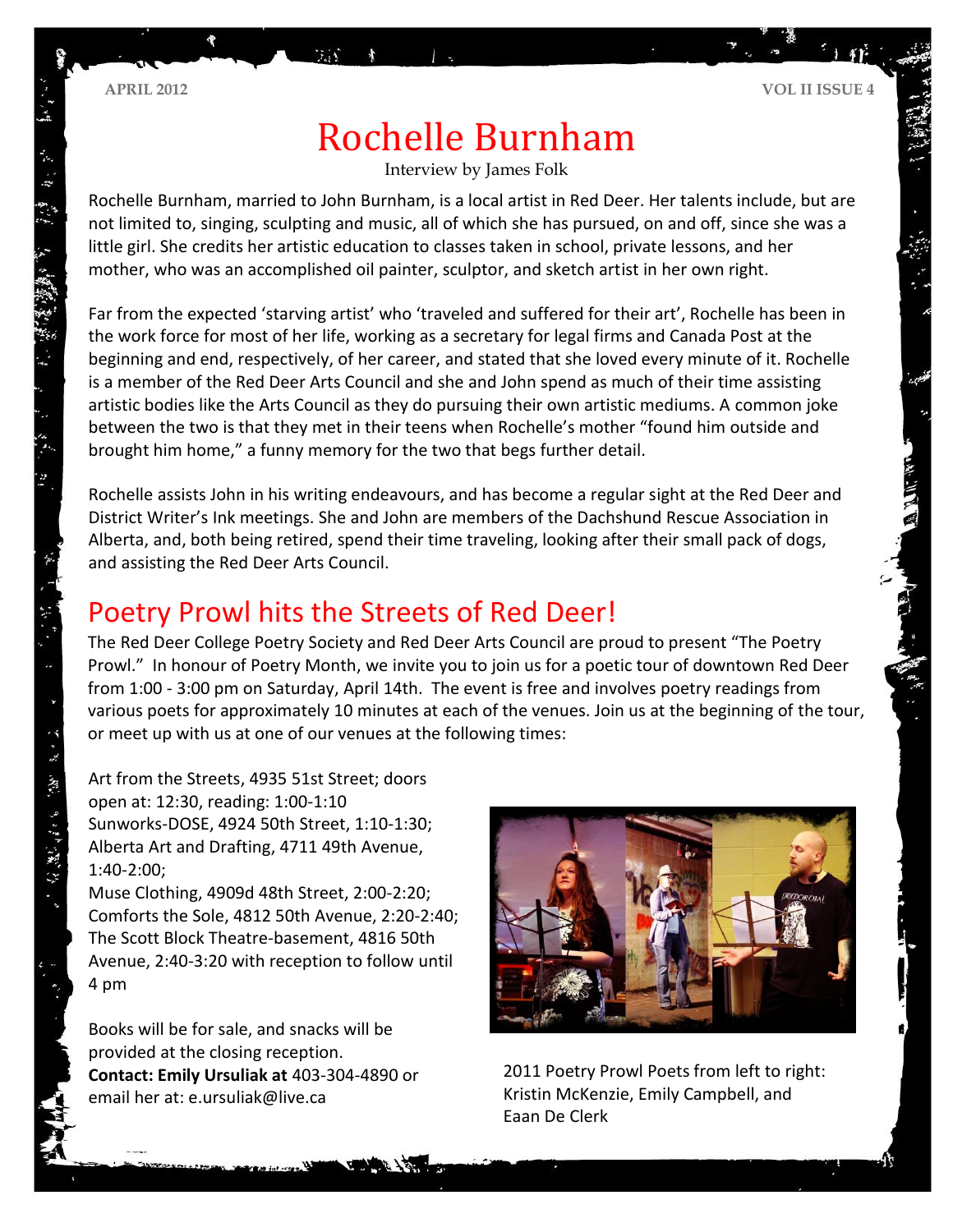# Rochelle Burnham

Interview by James Folk

Rochelle Burnham, married to John Burnham, is a local artist in Red Deer. Her talents include, but are not limited to, singing, sculpting and music, all of which she has pursued, on and off, since she was a little girl. She credits her artistic education to classes taken in school, private lessons, and her mother, who was an accomplished oil painter, sculptor, and sketch artist in her own right.

Far from the expected 'starving artist' who 'traveled and suffered for their art', Rochelle has been in the work force for most of her life, working as a secretary for legal firms and Canada Post at the beginning and end, respectively, of her career, and stated that she loved every minute of it. Rochelle is a member of the Red Deer Arts Council and she and John spend as much of their time assisting artistic bodies like the Arts Council as they do pursuing their own artistic mediums. A common joke between the two is that they met in their teens when Rochelle's mother "found him outside and brought him home," a funny memory for the two that begs further detail.

Rochelle assists John in his writing endeavours, and has become a regular sight at the Red Deer and District Writer's Ink meetings. She and John are members of the Dachshund Rescue Association in Alberta, and, both being retired, spend their time traveling, looking after their small pack of dogs, and assisting the Red Deer Arts Council.

## Poetry Prowl hits the Streets of Red Deer!

The Red Deer College Poetry Society and Red Deer Arts Council are proud to present "The Poetry Prowl." In honour of Poetry Month, we invite you to join us for a poetic tour of downtown Red Deer from 1:00 - 3:00 pm on Saturday, April 14th. The event is free and involves poetry readings from various poets for approximately 10 minutes at each of the venues. Join us at the beginning of the tour, or meet up with us at one of our venues at the following times:

Art from the Streets, 4935 51st Street; doors open at: 12:30, reading: 1:00-1:10
Sunworks-DOSE, 4924 50th Street, 1:10-1:30;
Alberta Art and Drafting, 4711 49th Avenue, 1:40-2:00;
Muse Clothing, 4909d 48th Street, 2:00-2:20;
Comforts the Sole, 4812 50th Avenue, 2:20-2:40;
The Scott Block Theatre-basement, 4816 50th Avenue, 2:40-3:20 with reception to follow until 4 pm

Books will be for sale, and snacks will be provided at the closing reception.
**Contact: Emily Ursuliak at** 403-304-4890 or email her at: e.ursuliak@live.ca

2011 Poetry Prowl Poets from left to right: Kristin McKenzie, Emily Campbell, and Eaan De Clerk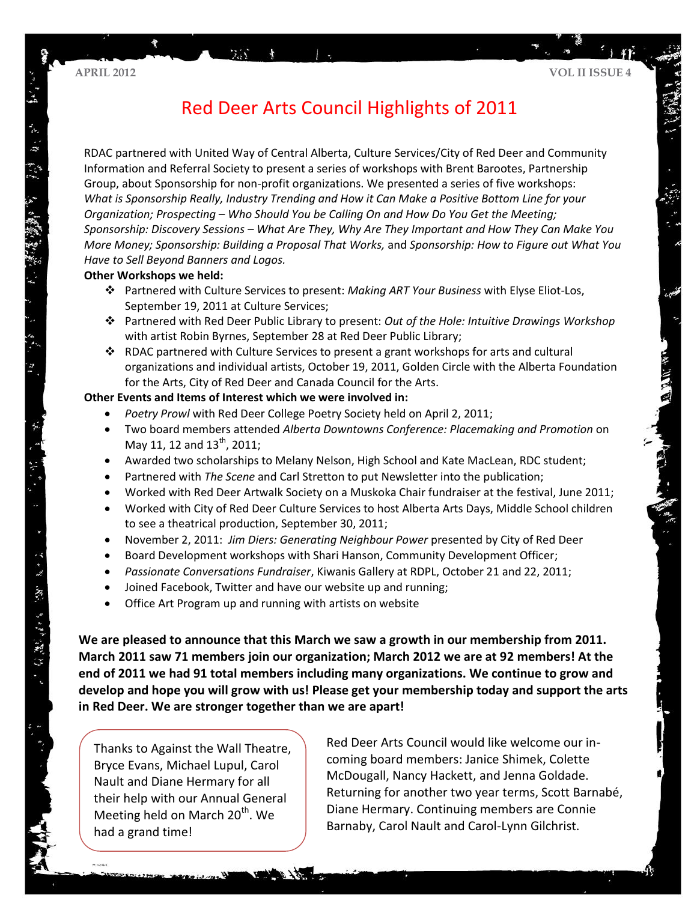# Red Deer Arts Council Highlights of 2011

RDAC partnered with United Way of Central Alberta, Culture Services/City of Red Deer and Community Information and Referral Society to present a series of workshops with Brent Barootes, Partnership Group, about Sponsorship for non-profit organizations. We presented a series of five workshops: *What is Sponsorship Really, Industry Trending and How it Can Make a Positive Bottom Line for your Organization; Prospecting – Who Should You be Calling On and How Do You Get the Meeting; Sponsorship: Discovery Sessions – What Are They, Why Are They Important and How They Can Make You More Money; Sponsorship: Building a Proposal That Works,* and *Sponsorship: How to Figure out What You Have to Sell Beyond Banners and Logos.*

**Other Workshops we held:**

- Partnered with Culture Services to present: *Making ART Your Business* with Elyse Eliot-Los, September 19, 2011 at Culture Services;
- Partnered with Red Deer Public Library to present: *Out of the Hole: Intuitive Drawings Workshop* with artist Robin Byrnes, September 28 at Red Deer Public Library;
- RDAC partnered with Culture Services to present a grant workshops for arts and cultural organizations and individual artists, October 19, 2011, Golden Circle with the Alberta Foundation for the Arts, City of Red Deer and Canada Council for the Arts.

**Other Events and Items of Interest which we were involved in:**

- *Poetry Prowl* with Red Deer College Poetry Society held on April 2, 2011;
- Two board members attended *Alberta Downtowns Conference: Placemaking and Promotion* on May 11, 12 and 13th, 2011;
- Awarded two scholarships to Melany Nelson, High School and Kate MacLean, RDC student;
- Partnered with *The Scene* and Carl Stretton to put Newsletter into the publication;
- Worked with Red Deer Artwalk Society on a Muskoka Chair fundraiser at the festival, June 2011;
- Worked with City of Red Deer Culture Services to host Alberta Arts Days, Middle School children to see a theatrical production, September 30, 2011;
- November 2, 2011: *Jim Diers: Generating Neighbour Power* presented by City of Red Deer
- Board Development workshops with Shari Hanson, Community Development Officer;
- *Passionate Conversations Fundraiser*, Kiwanis Gallery at RDPL, October 21 and 22, 2011;
- Joined Facebook, Twitter and have our website up and running;
- Office Art Program up and running with artists on website

**We are pleased to announce that this March we saw a growth in our membership from 2011. March 2011 saw 71 members join our organization; March 2012 we are at 92 members! At the end of 2011 we had 91 total members including many organizations. We continue to grow and develop and hope you will grow with us! Please get your membership today and support the arts in Red Deer. We are stronger together than we are apart!**

Thanks to Against the Wall Theatre, Bryce Evans, Michael Lupul, Carol Nault and Diane Hermary for all their help with our Annual General Meeting held on March 20th. We had a grand time!

Red Deer Arts Council would like welcome our in-coming board members: Janice Shimek, Colette McDougall, Nancy Hackett, and Jenna Goldade. Returning for another two year terms, Scott Barnabé, Diane Hermary. Continuing members are Connie Barnaby, Carol Nault and Carol-Lynn Gilchrist.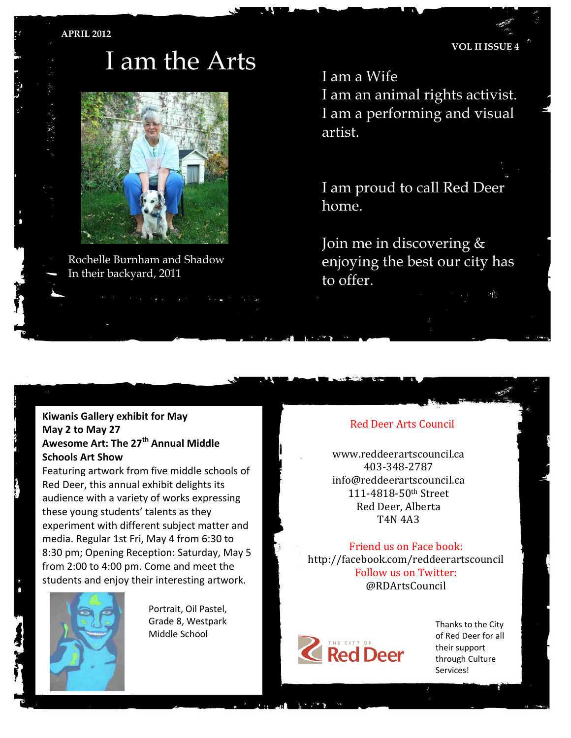APRIL 2012

# I am the Arts

Rochelle Burnham and Shadow
In their backyard, 2011

I am a Wife
I am an animal rights activist.
I am a performing and visual artist.

I am proud to call Red Deer home.

Join me in discovering & enjoying the best our city has to offer.

**Kiwanis Gallery exhibit for May**
**May 2 to May 27**
**Awesome Art: The 27th Annual Middle Schools Art Show**

Featuring artwork from five middle schools of Red Deer, this annual exhibit delights its audience with a variety of works expressing these young students' talents as they experiment with different subject matter and media. Regular 1st Fri, May 4 from 6:30 to 8:30 pm; Opening Reception: Saturday, May 5 from 2:00 to 4:00 pm. Come and meet the students and enjoy their interesting artwork.

Portrait, Oil Pastel, Grade 8, Westpark Middle School

Red Deer Arts Council

www.reddeerartscouncil.ca
403-348-2787
info@reddeerartscouncil.ca
111-4818-50th Street
Red Deer, Alberta
T4N 4A3

Friend us on Face book:
http://facebook.com/reddeerartscouncil
Follow us on Twitter:
@RDArtsCouncil

THE CITY OF Red Deer

Thanks to the City of Red Deer for all their support through Culture Services!